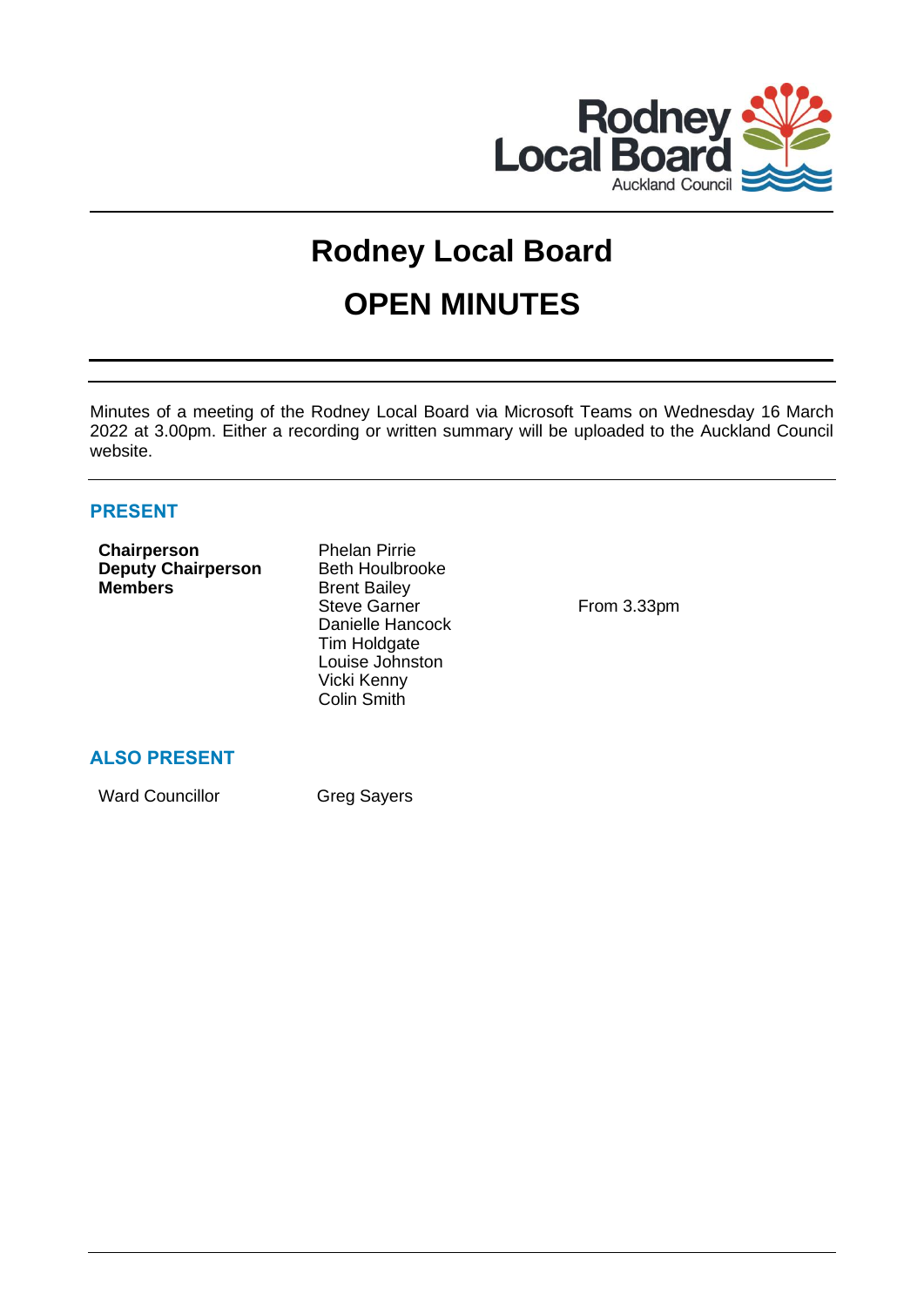# Rodney Local Board

# OPEN MINUTES

Minutes of a meeting of the Rodney Local Board via Microsoft Teams on Wednesday 16 March 2022 at 3.00pm. Either a recording or written summary will be uploaded to the Auckland Council website.

## PRESENT

| | | |
|---|---|---|
| **Chairperson** | Phelan Pirrie | |
| **Deputy Chairperson** | Beth Houlbrooke | |
| **Members** | Brent Bailey | |
| | Steve Garner | From 3.33pm |
| | Danielle Hancock | |
| | Tim Holdgate | |
| | Louise Johnston | |
| | Vicki Kenny | |
| | Colin Smith | |

## ALSO PRESENT

| | |
|---|---|
| Ward Councillor | Greg Sayers |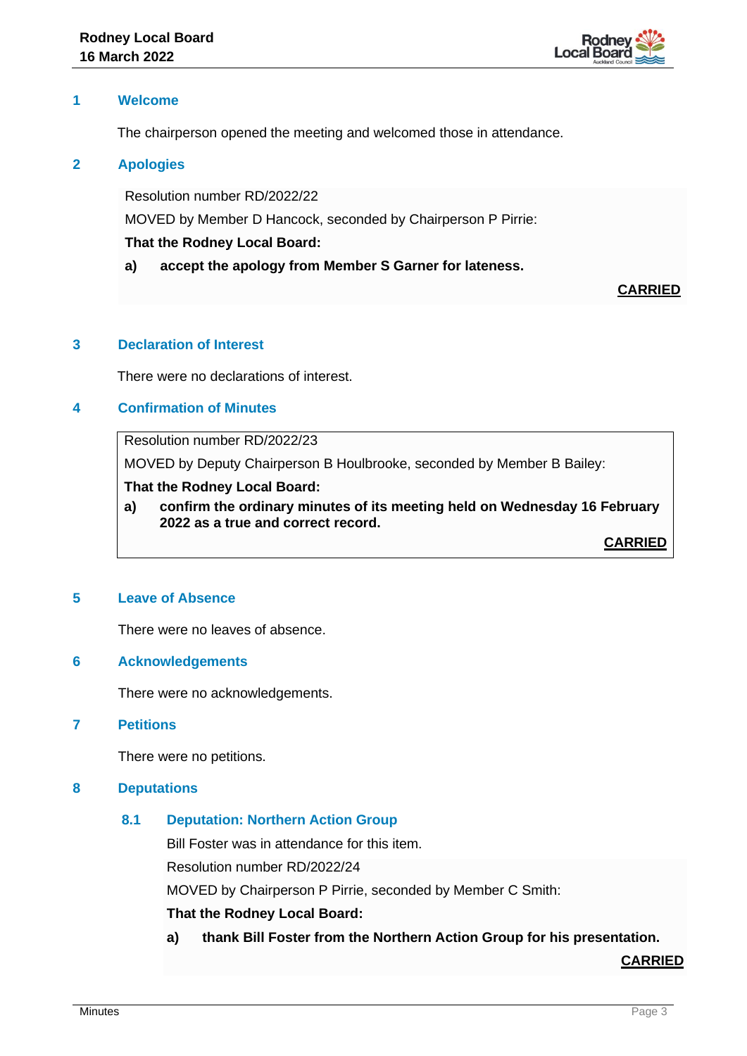## 1 Welcome

The chairperson opened the meeting and welcomed those in attendance.

## 2 Apologies

Resolution number RD/2022/22

MOVED by Member D Hancock, seconded by Chairperson P Pirrie:

**That the Rodney Local Board:**

**a) accept the apology from Member S Garner for lateness.**

**CARRIED**

## 3 Declaration of Interest

There were no declarations of interest.

## 4 Confirmation of Minutes

Resolution number RD/2022/23

MOVED by Deputy Chairperson B Houlbrooke, seconded by Member B Bailey:

**That the Rodney Local Board:**

**a) confirm the ordinary minutes of its meeting held on Wednesday 16 February 2022 as a true and correct record.**

**CARRIED**

## 5 Leave of Absence

There were no leaves of absence.

## 6 Acknowledgements

There were no acknowledgements.

## 7 Petitions

There were no petitions.

## 8 Deputations

### 8.1 Deputation: Northern Action Group

Bill Foster was in attendance for this item.

Resolution number RD/2022/24

MOVED by Chairperson P Pirrie, seconded by Member C Smith:

**That the Rodney Local Board:**

**a) thank Bill Foster from the Northern Action Group for his presentation.**

**CARRIED**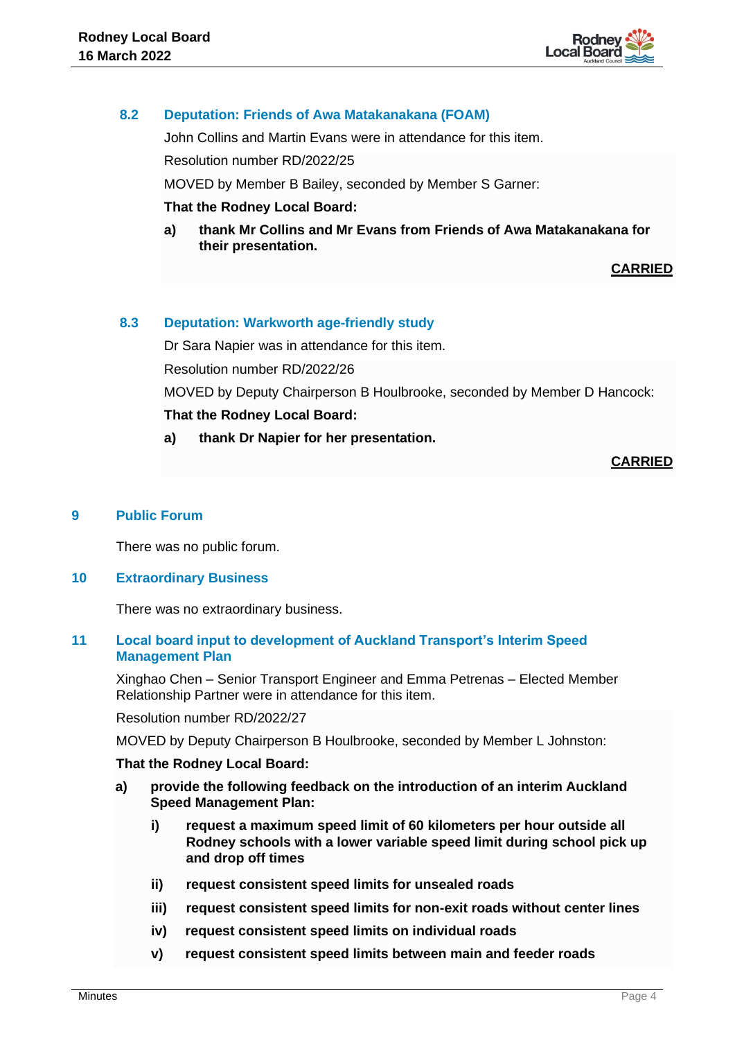### 8.2 Deputation: Friends of Awa Matakanakana (FOAM)

John Collins and Martin Evans were in attendance for this item.

Resolution number RD/2022/25

MOVED by Member B Bailey, seconded by Member S Garner:

**That the Rodney Local Board:**

**a) thank Mr Collins and Mr Evans from Friends of Awa Matakanakana for their presentation.**

**CARRIED**

### 8.3 Deputation: Warkworth age-friendly study

Dr Sara Napier was in attendance for this item.

Resolution number RD/2022/26

MOVED by Deputy Chairperson B Houlbrooke, seconded by Member D Hancock:

**That the Rodney Local Board:**

**a) thank Dr Napier for her presentation.**

**CARRIED**

## 9 Public Forum

There was no public forum.

## 10 Extraordinary Business

There was no extraordinary business.

## 11 Local board input to development of Auckland Transport's Interim Speed Management Plan

Xinghao Chen – Senior Transport Engineer and Emma Petrenas – Elected Member Relationship Partner were in attendance for this item.

Resolution number RD/2022/27

MOVED by Deputy Chairperson B Houlbrooke, seconded by Member L Johnston:

**That the Rodney Local Board:**

**a) provide the following feedback on the introduction of an interim Auckland Speed Management Plan:**

- **i) request a maximum speed limit of 60 kilometers per hour outside all Rodney schools with a lower variable speed limit during school pick up and drop off times**
- **ii) request consistent speed limits for unsealed roads**
- **iii) request consistent speed limits for non-exit roads without center lines**
- **iv) request consistent speed limits on individual roads**
- **v) request consistent speed limits between main and feeder roads**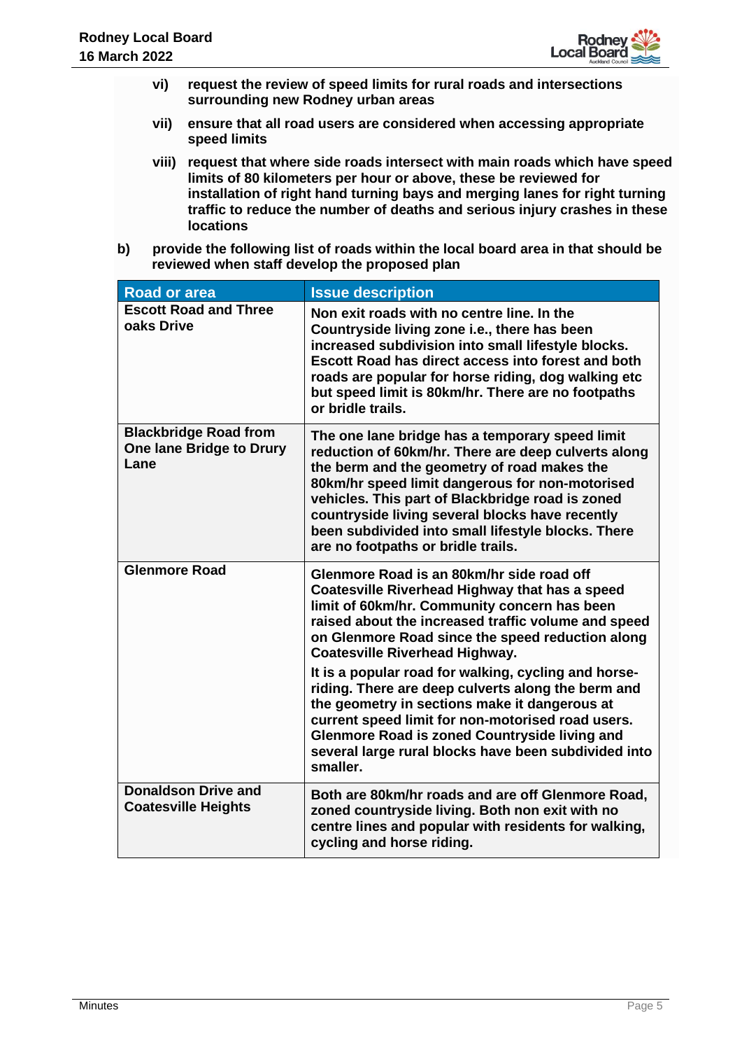- **vi) request the review of speed limits for rural roads and intersections surrounding new Rodney urban areas**
- **vii) ensure that all road users are considered when accessing appropriate speed limits**
- **viii) request that where side roads intersect with main roads which have speed limits of 80 kilometers per hour or above, these be reviewed for installation of right hand turning bays and merging lanes for right turning traffic to reduce the number of deaths and serious injury crashes in these locations**

**b) provide the following list of roads within the local board area in that should be reviewed when staff develop the proposed plan**

| Road or area | Issue description |
|---|---|
| **Escott Road and Three oaks Drive** | **Non exit roads with no centre line. In the Countryside living zone i.e., there has been increased subdivision into small lifestyle blocks. Escott Road has direct access into forest and both roads are popular for horse riding, dog walking etc but speed limit is 80km/hr. There are no footpaths or bridle trails.** |
| **Blackbridge Road from One lane Bridge to Drury Lane** | **The one lane bridge has a temporary speed limit reduction of 60km/hr. There are deep culverts along the berm and the geometry of road makes the 80km/hr speed limit dangerous for non-motorised vehicles. This part of Blackbridge road is zoned countryside living several blocks have recently been subdivided into small lifestyle blocks. There are no footpaths or bridle trails.** |
| **Glenmore Road** | **Glenmore Road is an 80km/hr side road off Coatesville Riverhead Highway that has a speed limit of 60km/hr. Community concern has been raised about the increased traffic volume and speed on Glenmore Road since the speed reduction along Coatesville Riverhead Highway.**<br><br>**It is a popular road for walking, cycling and horse-riding. There are deep culverts along the berm and the geometry in sections make it dangerous at current speed limit for non-motorised road users. Glenmore Road is zoned Countryside living and several large rural blocks have been subdivided into smaller.** |
| **Donaldson Drive and Coatesville Heights** | **Both are 80km/hr roads and are off Glenmore Road, zoned countryside living. Both non exit with no centre lines and popular with residents for walking, cycling and horse riding.** |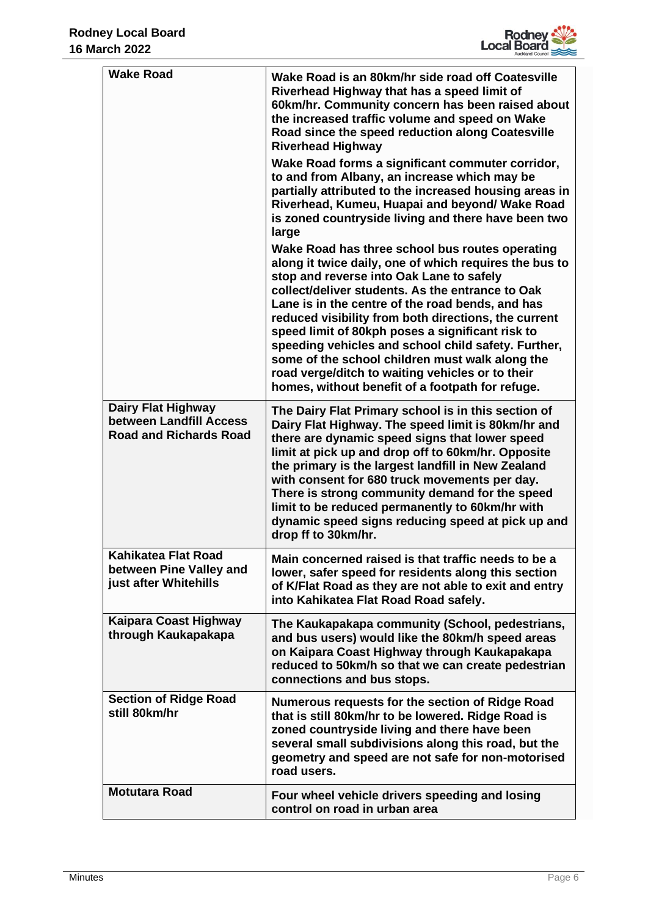| | |
|---|---|
| **Wake Road** | **Wake Road is an 80km/hr side road off Coatesville Riverhead Highway that has a speed limit of 60km/hr. Community concern has been raised about the increased traffic volume and speed on Wake Road since the speed reduction along Coatesville Riverhead Highway**<br><br>**Wake Road forms a significant commuter corridor, to and from Albany, an increase which may be partially attributed to the increased housing areas in Riverhead, Kumeu, Huapai and beyond/ Wake Road is zoned countryside living and there have been two large**<br><br>**Wake Road has three school bus routes operating along it twice daily, one of which requires the bus to stop and reverse into Oak Lane to safely collect/deliver students. As the entrance to Oak Lane is in the centre of the road bends, and has reduced visibility from both directions, the current speed limit of 80kph poses a significant risk to speeding vehicles and school child safety. Further, some of the school children must walk along the road verge/ditch to waiting vehicles or to their homes, without benefit of a footpath for refuge.** |
| **Dairy Flat Highway between Landfill Access Road and Richards Road** | **The Dairy Flat Primary school is in this section of Dairy Flat Highway. The speed limit is 80km/hr and there are dynamic speed signs that lower speed limit at pick up and drop off to 60km/hr. Opposite the primary is the largest landfill in New Zealand with consent for 680 truck movements per day. There is strong community demand for the speed limit to be reduced permanently to 60km/hr with dynamic speed signs reducing speed at pick up and drop ff to 30km/hr.** |
| **Kahikatea Flat Road between Pine Valley and just after Whitehills** | **Main concerned raised is that traffic needs to be a lower, safer speed for residents along this section of K/Flat Road as they are not able to exit and entry into Kahikatea Flat Road Road safely.** |
| **Kaipara Coast Highway through Kaukapakapa** | **The Kaukapakapa community (School, pedestrians, and bus users) would like the 80km/h speed areas on Kaipara Coast Highway through Kaukapakapa reduced to 50km/h so that we can create pedestrian connections and bus stops.** |
| **Section of Ridge Road still 80km/hr** | **Numerous requests for the section of Ridge Road that is still 80km/hr to be lowered. Ridge Road is zoned countryside living and there have been several small subdivisions along this road, but the geometry and speed are not safe for non-motorised road users.** |
| **Motutara Road** | **Four wheel vehicle drivers speeding and losing control on road in urban area** |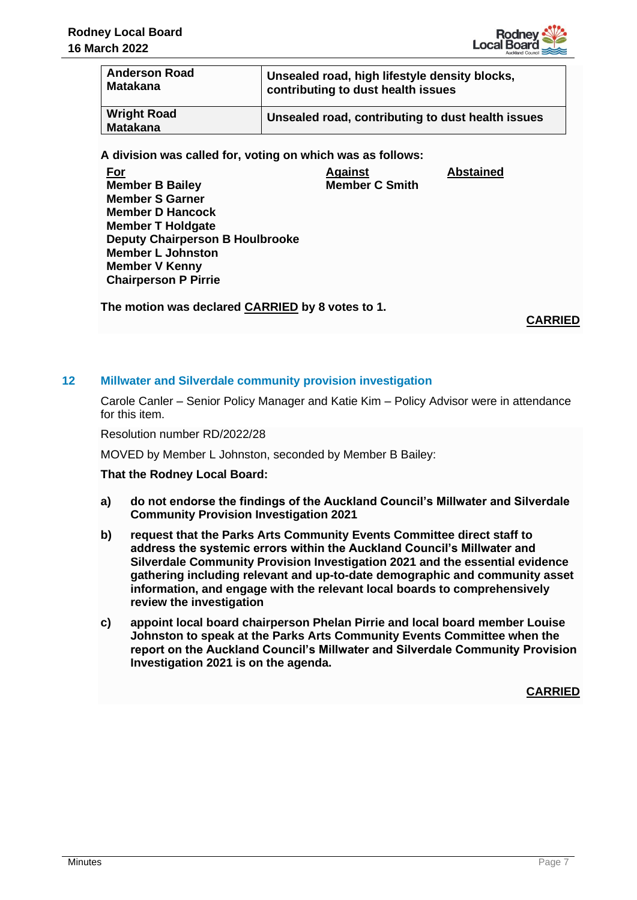| **Anderson Road Matakana** | **Unsealed road, high lifestyle density blocks, contributing to dust health issues** |
| --- | --- |
| **Wright Road Matakana** | **Unsealed road, contributing to dust health issues** |

**A division was called for, voting on which was as follows:**

| **For** | **Against** | **Abstained** |
| --- | --- | --- |
| **Member B Bailey** | **Member C Smith** | |
| **Member S Garner** | | |
| **Member D Hancock** | | |
| **Member T Holdgate** | | |
| **Deputy Chairperson B Houlbrooke** | | |
| **Member L Johnston** | | |
| **Member V Kenny** | | |
| **Chairperson P Pirrie** | | |

**The motion was declared CARRIED by 8 votes to 1.**

**CARRIED**

## 12 Millwater and Silverdale community provision investigation

Carole Canler – Senior Policy Manager and Katie Kim – Policy Advisor were in attendance for this item.

Resolution number RD/2022/28

MOVED by Member L Johnston, seconded by Member B Bailey:

**That the Rodney Local Board:**

**a) do not endorse the findings of the Auckland Council's Millwater and Silverdale Community Provision Investigation 2021**

**b) request that the Parks Arts Community Events Committee direct staff to address the systemic errors within the Auckland Council's Millwater and Silverdale Community Provision Investigation 2021 and the essential evidence gathering including relevant and up-to-date demographic and community asset information, and engage with the relevant local boards to comprehensively review the investigation**

**c) appoint local board chairperson Phelan Pirrie and local board member Louise Johnston to speak at the Parks Arts Community Events Committee when the report on the Auckland Council's Millwater and Silverdale Community Provision Investigation 2021 is on the agenda.**

**CARRIED**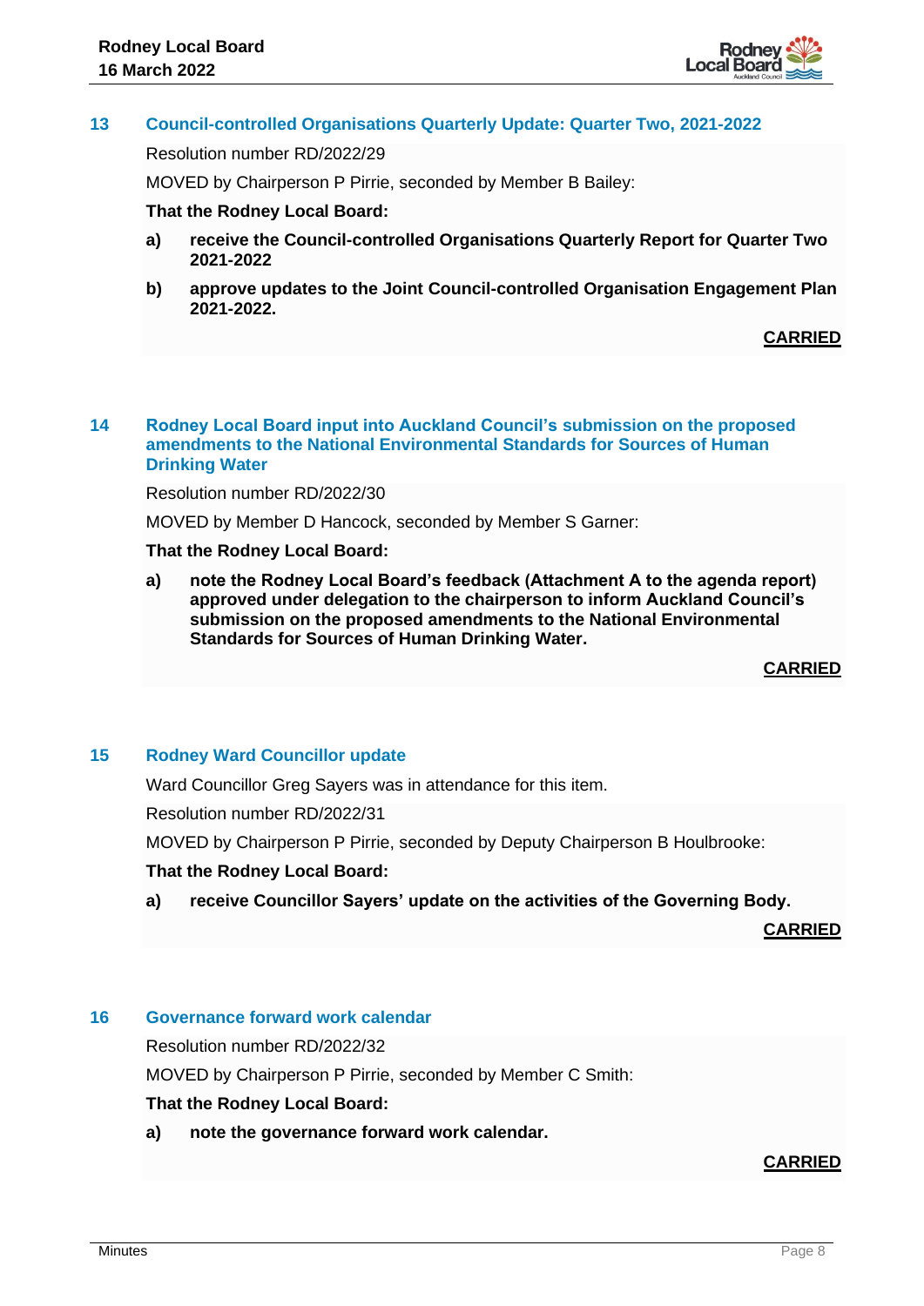## 13 Council-controlled Organisations Quarterly Update: Quarter Two, 2021-2022

Resolution number RD/2022/29

MOVED by Chairperson P Pirrie, seconded by Member B Bailey:

**That the Rodney Local Board:**

**a) receive the Council-controlled Organisations Quarterly Report for Quarter Two 2021-2022**

**b) approve updates to the Joint Council-controlled Organisation Engagement Plan 2021-2022.**

**CARRIED**

## 14 Rodney Local Board input into Auckland Council's submission on the proposed amendments to the National Environmental Standards for Sources of Human Drinking Water

Resolution number RD/2022/30

MOVED by Member D Hancock, seconded by Member S Garner:

**That the Rodney Local Board:**

**a) note the Rodney Local Board's feedback (Attachment A to the agenda report) approved under delegation to the chairperson to inform Auckland Council's submission on the proposed amendments to the National Environmental Standards for Sources of Human Drinking Water.**

**CARRIED**

## 15 Rodney Ward Councillor update

Ward Councillor Greg Sayers was in attendance for this item.

Resolution number RD/2022/31

MOVED by Chairperson P Pirrie, seconded by Deputy Chairperson B Houlbrooke:

**That the Rodney Local Board:**

**a) receive Councillor Sayers' update on the activities of the Governing Body.**

**CARRIED**

## 16 Governance forward work calendar

Resolution number RD/2022/32

MOVED by Chairperson P Pirrie, seconded by Member C Smith:

**That the Rodney Local Board:**

**a) note the governance forward work calendar.**

**CARRIED**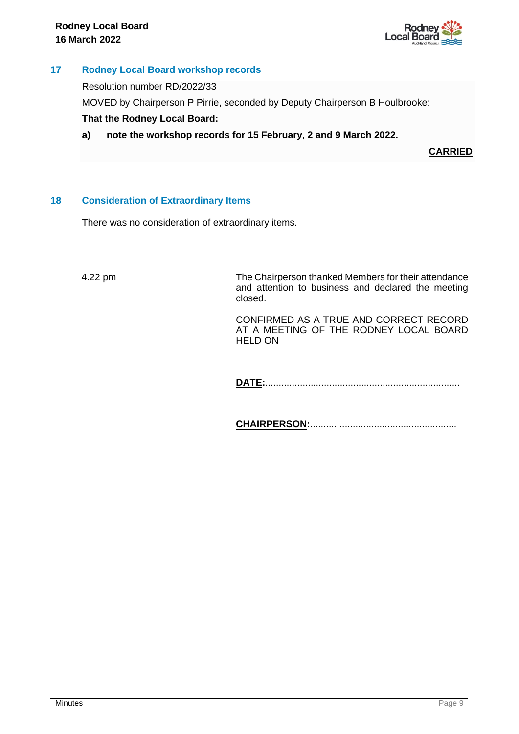## 17 Rodney Local Board workshop records

Resolution number RD/2022/33

MOVED by Chairperson P Pirrie, seconded by Deputy Chairperson B Houlbrooke:

**That the Rodney Local Board:**

**a) note the workshop records for 15 February, 2 and 9 March 2022.**

**CARRIED**

## 18 Consideration of Extraordinary Items

There was no consideration of extraordinary items.

4.22 pm

The Chairperson thanked Members for their attendance and attention to business and declared the meeting closed.

CONFIRMED AS A TRUE AND CORRECT RECORD AT A MEETING OF THE RODNEY LOCAL BOARD HELD ON

**DATE:**.........................................................................

**CHAIRPERSON:**.......................................................